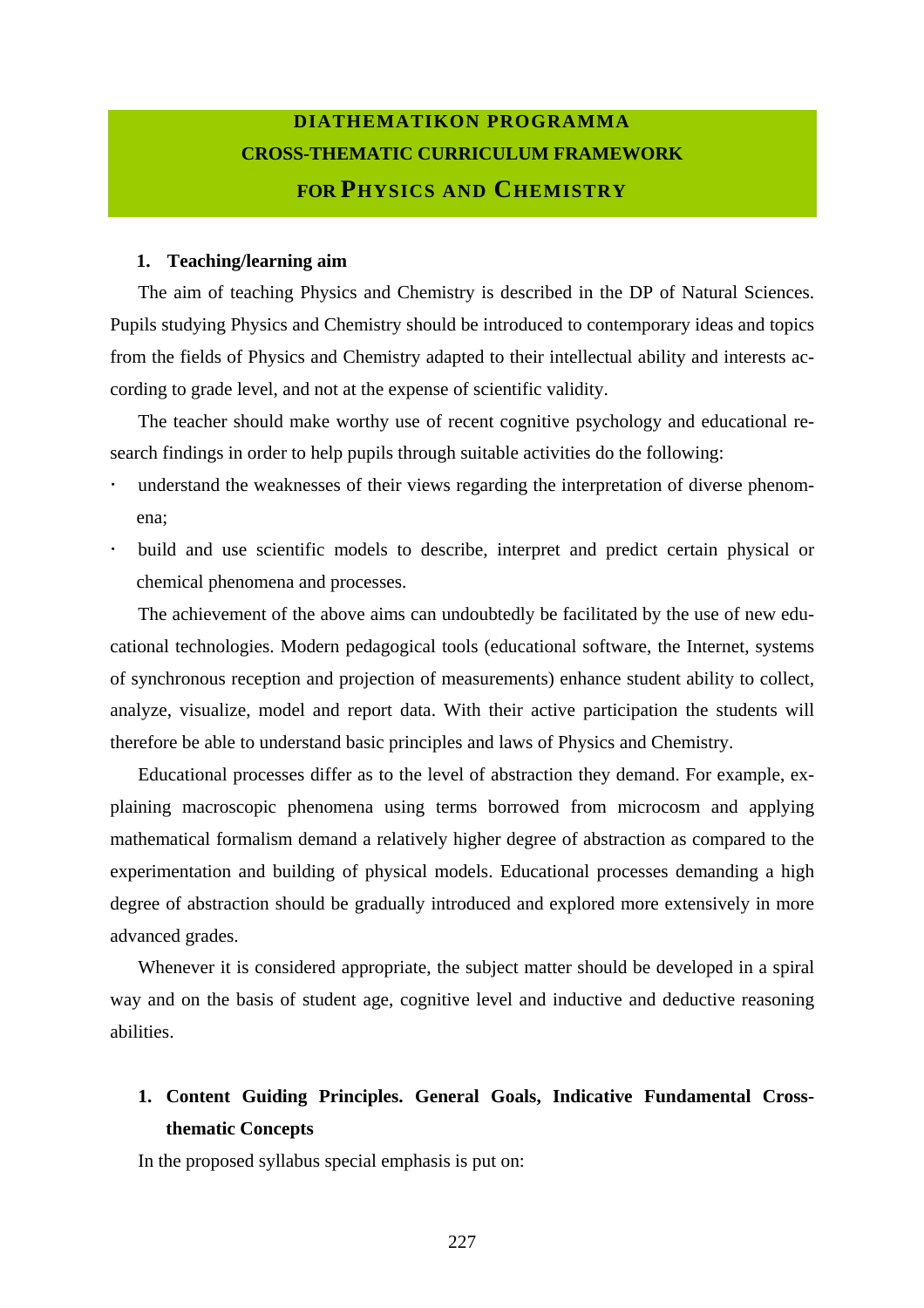# DIATHEMATIKON PROGRAMMA
# CROSS-THEMATIC CURRICULUM FRAMEWORK
# FOR PHYSICS AND CHEMISTRY

## 1. Teaching/learning aim

The aim of teaching Physics and Chemistry is described in the DP of Natural Sciences. Pupils studying Physics and Chemistry should be introduced to contemporary ideas and topics from the fields of Physics and Chemistry adapted to their intellectual ability and interests according to grade level, and not at the expense of scientific validity.

The teacher should make worthy use of recent cognitive psychology and educational research findings in order to help pupils through suitable activities do the following:

- understand the weaknesses of their views regarding the interpretation of diverse phenomena;
- build and use scientific models to describe, interpret and predict certain physical or chemical phenomena and processes.

The achievement of the above aims can undoubtedly be facilitated by the use of new educational technologies. Modern pedagogical tools (educational software, the Internet, systems of synchronous reception and projection of measurements) enhance student ability to collect, analyze, visualize, model and report data. With their active participation the students will therefore be able to understand basic principles and laws of Physics and Chemistry.

Educational processes differ as to the level of abstraction they demand. For example, explaining macroscopic phenomena using terms borrowed from microcosm and applying mathematical formalism demand a relatively higher degree of abstraction as compared to the experimentation and building of physical models. Educational processes demanding a high degree of abstraction should be gradually introduced and explored more extensively in more advanced grades.

Whenever it is considered appropriate, the subject matter should be developed in a spiral way and on the basis of student age, cognitive level and inductive and deductive reasoning abilities.

## 1. Content Guiding Principles. General Goals, Indicative Fundamental Cross-thematic Concepts

In the proposed syllabus special emphasis is put on: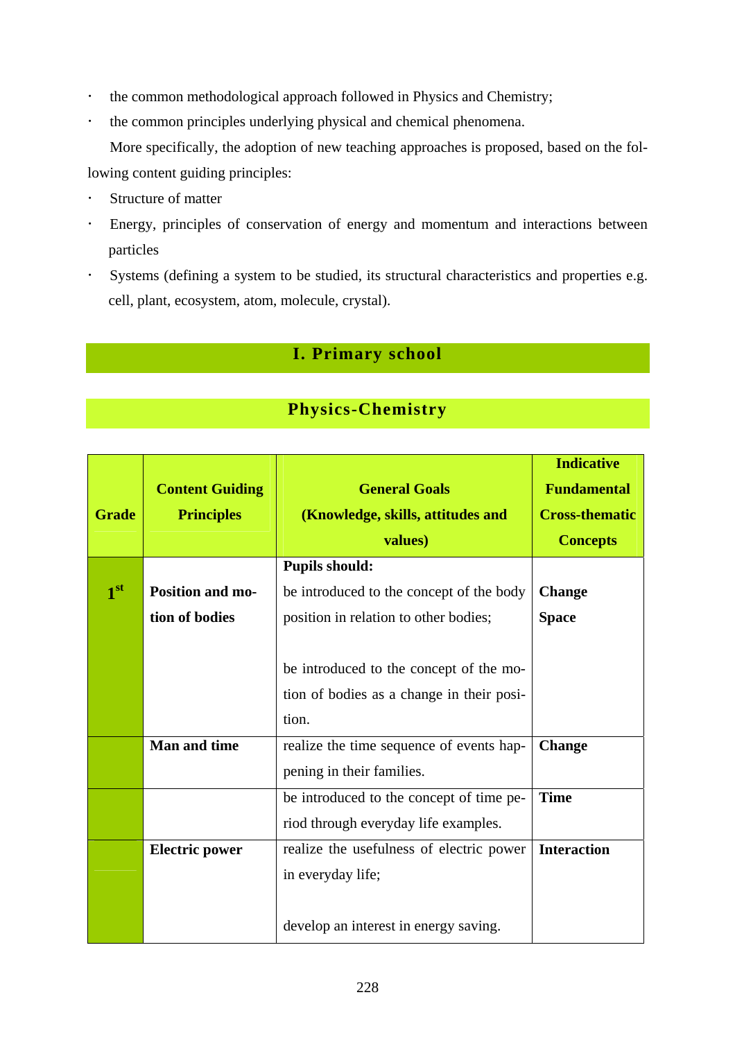- the common methodological approach followed in Physics and Chemistry;
- the common principles underlying physical and chemical phenomena.

More specifically, the adoption of new teaching approaches is proposed, based on the following content guiding principles:

- Structure of matter
- Energy, principles of conservation of energy and momentum and interactions between particles
- Systems (defining a system to be studied, its structural characteristics and properties e.g. cell, plant, ecosystem, atom, molecule, crystal).

# I. Primary school

## Physics-Chemistry

| Grade | Content Guiding Principles | General Goals (Knowledge, skills, attitudes and values) | Indicative Fundamental Cross-thematic Concepts |
|---|---|---|---|
| 1st | **Position and motion of bodies** | **Pupils should:** be introduced to the concept of the body position in relation to other bodies; be introduced to the concept of the motion of bodies as a change in their position. | **Change** **Space** |
| | **Man and time** | realize the time sequence of events happening in their families. | **Change** |
| | | be introduced to the concept of time period through everyday life examples. | **Time** |
| | **Electric power** | realize the usefulness of electric power in everyday life; develop an interest in energy saving. | **Interaction** |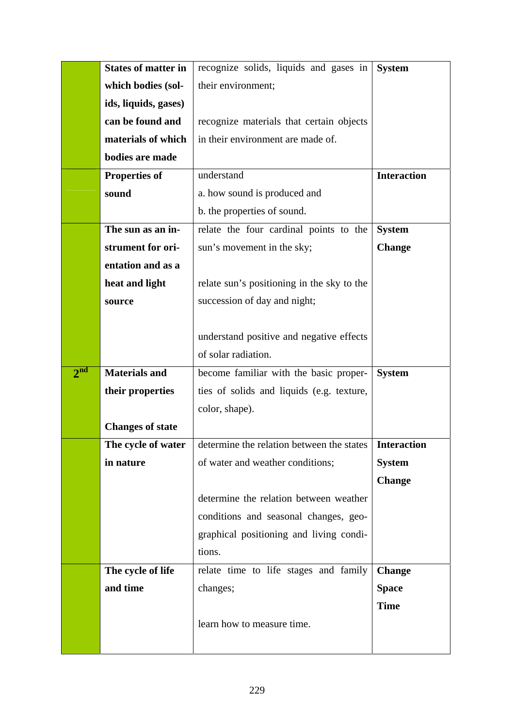| | | | |
|---|---|---|---|
| | **States of matter in which bodies (solids, liquids, gases) can be found and materials of which bodies are made** | recognize solids, liquids and gases in their environment;<br><br>recognize materials that certain objects in their environment are made of. | **System** |
| | **Properties of sound** | understand<br>a. how sound is produced and<br>b. the properties of sound. | **Interaction** |
| | **The sun as an instrument for orientation and as a heat and light source** | relate the four cardinal points to the sun's movement in the sky;<br><br>relate sun's positioning in the sky to the succession of day and night;<br><br>understand positive and negative effects of solar radiation. | **System**<br>**Change** |
| **2nd** | **Materials and their properties**<br><br>**Changes of state** | become familiar with the basic properties of solids and liquids (e.g. texture, color, shape). | **System** |
| | **The cycle of water in nature** | determine the relation between the states of water and weather conditions;<br><br>determine the relation between weather conditions and seasonal changes, geographical positioning and living conditions. | **Interaction**<br>**System**<br>**Change** |
| | **The cycle of life and time** | relate time to life stages and family changes;<br><br>learn how to measure time. | **Change**<br>**Space**<br>**Time** |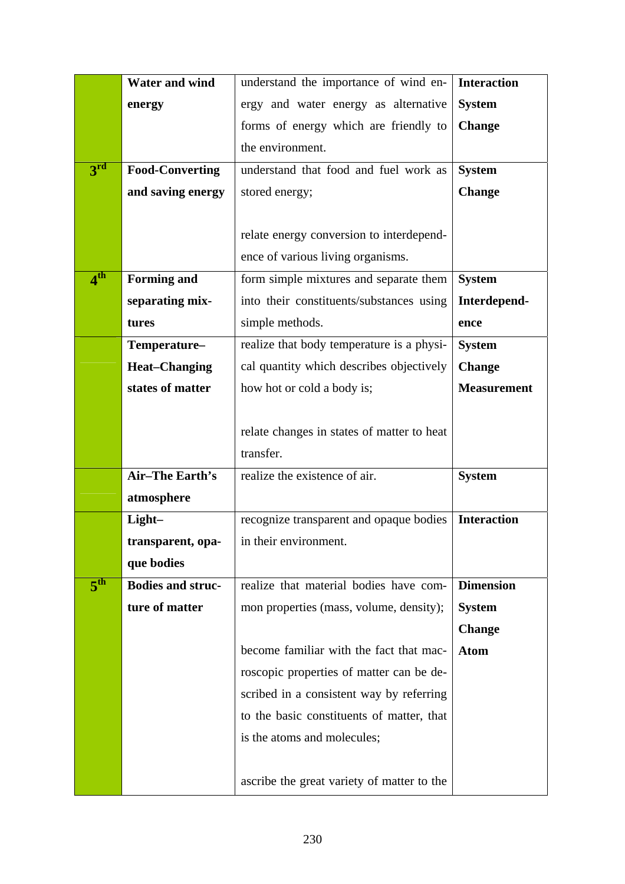| | | | |
|---|---|---|---|
| | **Water and wind energy** | understand the importance of wind energy and water energy as alternative forms of energy which are friendly to the environment. | **Interaction**<br>**System**<br>**Change** |
| **3rd** | **Food-Converting and saving energy** | understand that food and fuel work as stored energy;<br><br>relate energy conversion to interdependence of various living organisms. | **System**<br>**Change** |
| **4th** | **Forming and separating mixtures** | form simple mixtures and separate them into their constituents/substances using simple methods. | **System**<br>**Interdependence** |
| | **Temperature–Heat–Changing states of matter** | realize that body temperature is a physical quantity which describes objectively how hot or cold a body is;<br><br>relate changes in states of matter to heat transfer. | **System**<br>**Change**<br>**Measurement** |
| | **Air–The Earth's atmosphere** | realize the existence of air. | **System** |
| | **Light–transparent, opaque bodies** | recognize transparent and opaque bodies in their environment. | **Interaction** |
| **5th** | **Bodies and structure of matter** | realize that material bodies have common properties (mass, volume, density);<br><br>become familiar with the fact that macroscopic properties of matter can be described in a consistent way by referring to the basic constituents of matter, that is the atoms and molecules;<br><br>ascribe the great variety of matter to the | **Dimension**<br>**System**<br>**Change**<br>**Atom** |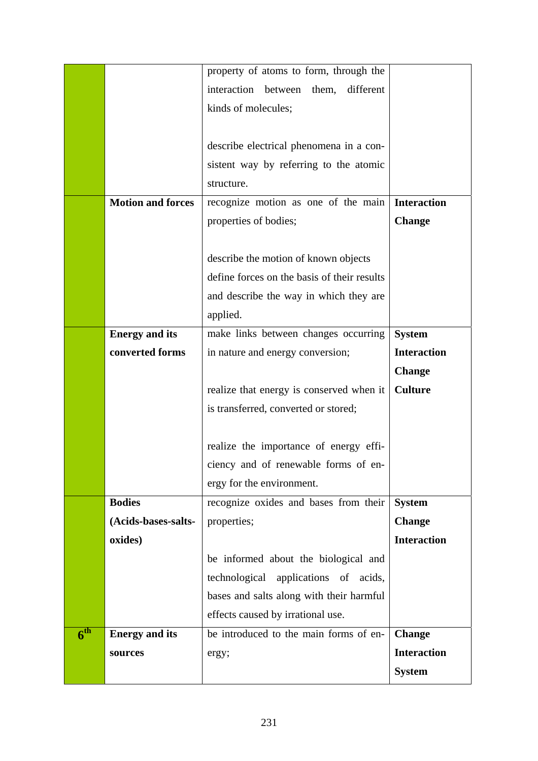| | | | |
|---|---|---|---|
| | | property of atoms to form, through the interaction between them, different kinds of molecules;<br><br>describe electrical phenomena in a consistent way by referring to the atomic structure. | |
| | **Motion and forces** | recognize motion as one of the main properties of bodies;<br><br>describe the motion of known objects define forces on the basis of their results and describe the way in which they are applied. | **Interaction**<br>**Change** |
| | **Energy and its converted forms** | make links between changes occurring in nature and energy conversion;<br><br>realize that energy is conserved when it is transferred, converted or stored;<br><br>realize the importance of energy efficiency and of renewable forms of energy for the environment. | **System**<br>**Interaction**<br>**Change**<br>**Culture** |
| | **Bodies (Acids-bases-salts-oxides)** | recognize oxides and bases from their properties;<br><br>be informed about the biological and technological applications of acids, bases and salts along with their harmful effects caused by irrational use. | **System**<br>**Change**<br>**Interaction** |
| **6th** | **Energy and its sources** | be introduced to the main forms of energy; | **Change**<br>**Interaction**<br>**System** |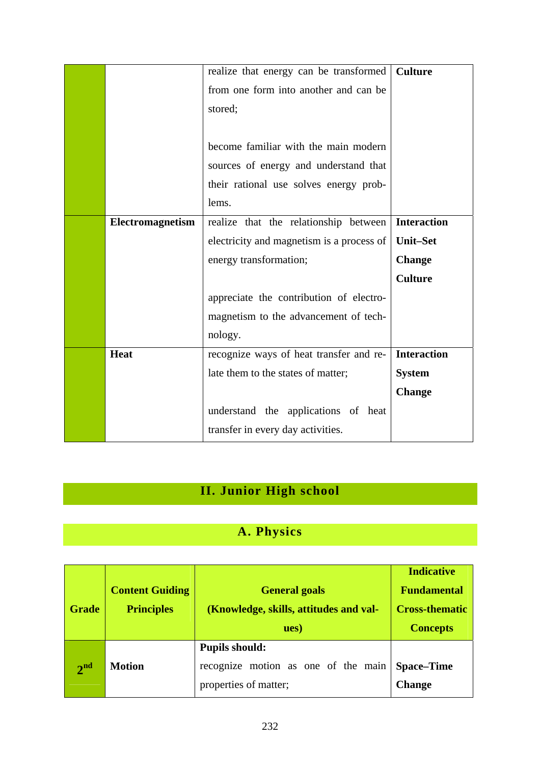| | | | |
|---|---|---|---|
| | | realize that energy can be transformed from one form into another and can be stored;<br><br>become familiar with the main modern sources of energy and understand that their rational use solves energy problems. | **Culture** |
| | **Electromagnetism** | realize that the relationship between electricity and magnetism is a process of energy transformation;<br><br>appreciate the contribution of electromagnetism to the advancement of technology. | **Interaction**<br>**Unit–Set**<br>**Change**<br>**Culture** |
| | **Heat** | recognize ways of heat transfer and relate them to the states of matter;<br><br>understand the applications of heat transfer in every day activities. | **Interaction**<br>**System**<br>**Change** |

## II. Junior High school

### A. Physics

| Grade | Content Guiding Principles | General goals (Knowledge, skills, attitudes and values) | Indicative Fundamental Cross-thematic Concepts |
|---|---|---|---|
| 2nd | **Motion** | **Pupils should:**<br>recognize motion as one of the main properties of matter; | **Space–Time**<br>**Change** |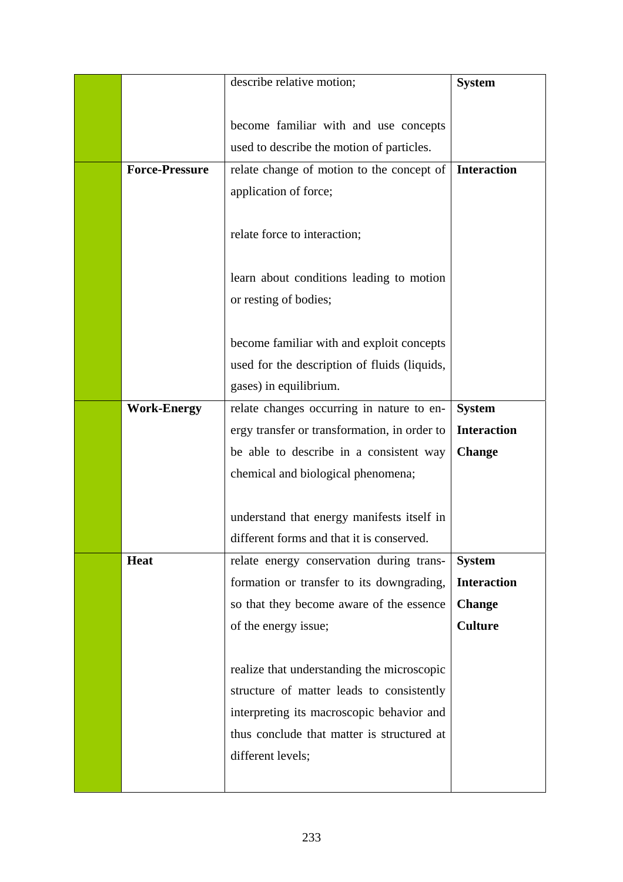|  |  |  |  |
|---|---|---|---|
|  |  | describe relative motion;<br><br>become familiar with and use concepts used to describe the motion of particles. | **System** |
|  | **Force-Pressure** | relate change of motion to the concept of application of force;<br><br>relate force to interaction;<br><br>learn about conditions leading to motion or resting of bodies;<br><br>become familiar with and exploit concepts used for the description of fluids (liquids, gases) in equilibrium. | **Interaction** |
|  | **Work-Energy** | relate changes occurring in nature to energy transfer or transformation, in order to be able to describe in a consistent way chemical and biological phenomena;<br><br>understand that energy manifests itself in different forms and that it is conserved. | **System**<br>**Interaction**<br>**Change** |
|  | **Heat** | relate energy conservation during transformation or transfer to its downgrading, so that they become aware of the essence of the energy issue;<br><br>realize that understanding the microscopic structure of matter leads to consistently interpreting its macroscopic behavior and thus conclude that matter is structured at different levels; | **System**<br>**Interaction**<br>**Change**<br>**Culture** |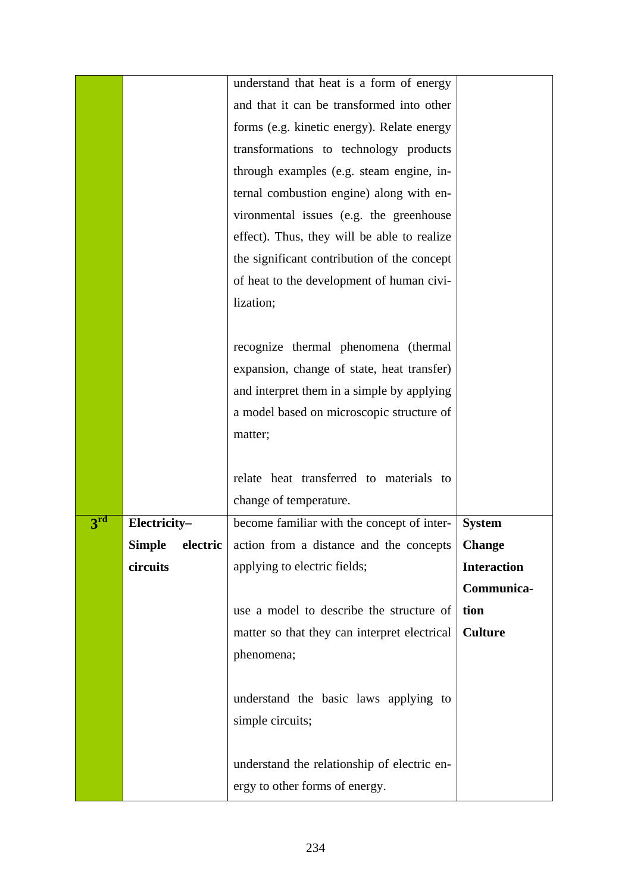| | | | |
|---|---|---|---|
| | | understand that heat is a form of energy and that it can be transformed into other forms (e.g. kinetic energy). Relate energy transformations to technology products through examples (e.g. steam engine, internal combustion engine) along with environmental issues (e.g. the greenhouse effect). Thus, they will be able to realize the significant contribution of the concept of heat to the development of human civilization;<br><br>recognize thermal phenomena (thermal expansion, change of state, heat transfer) and interpret them in a simple by applying a model based on microscopic structure of matter;<br><br>relate heat transferred to materials to change of temperature. | |
| **3rd** | **Electricity– Simple electric circuits** | become familiar with the concept of interaction from a distance and the concepts applying to electric fields;<br><br>use a model to describe the structure of matter so that they can interpret electrical phenomena;<br><br>understand the basic laws applying to simple circuits;<br><br>understand the relationship of electric energy to other forms of energy. | **System**<br>**Change**<br>**Interaction**<br>**Communication**<br>**Culture** |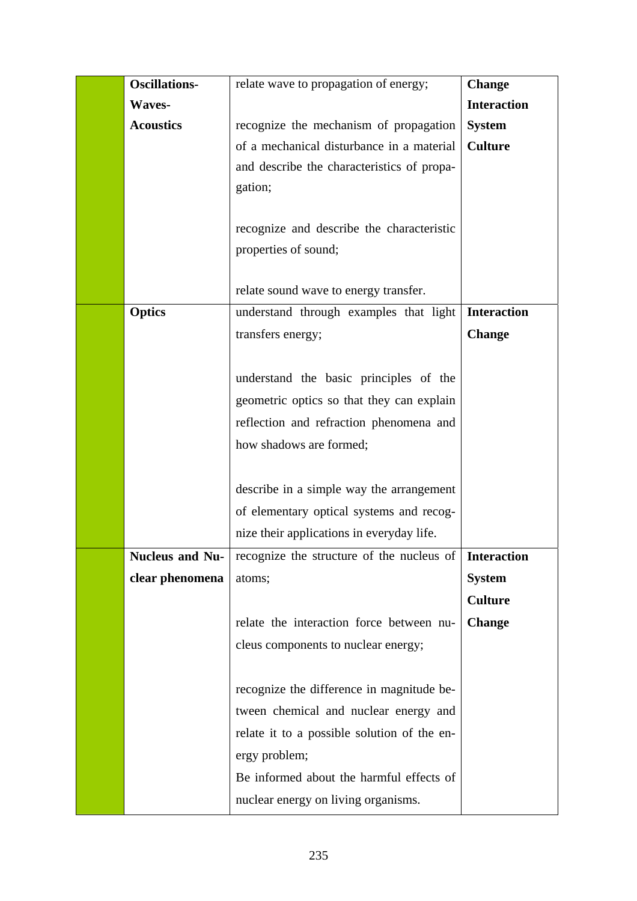|  | Oscillations-Waves-Acoustics | relate wave to propagation of energy;<br><br>recognize the mechanism of propagation of a mechanical disturbance in a material and describe the characteristics of propagation;<br><br>recognize and describe the characteristic properties of sound;<br><br>relate sound wave to energy transfer. | **Change**<br>**Interaction**<br>**System**<br>**Culture** |
|---|---|---|---|
|  | **Optics** | understand through examples that light transfers energy;<br><br>understand the basic principles of the geometric optics so that they can explain reflection and refraction phenomena and how shadows are formed;<br><br>describe in a simple way the arrangement of elementary optical systems and recognize their applications in everyday life. | **Interaction**<br>**Change** |
|  | **Nucleus and Nuclear phenomena** | recognize the structure of the nucleus of atoms;<br><br>relate the interaction force between nucleus components to nuclear energy;<br><br>recognize the difference in magnitude between chemical and nuclear energy and relate it to a possible solution of the energy problem;<br>Be informed about the harmful effects of nuclear energy on living organisms. | **Interaction**<br>**System**<br>**Culture**<br>**Change** |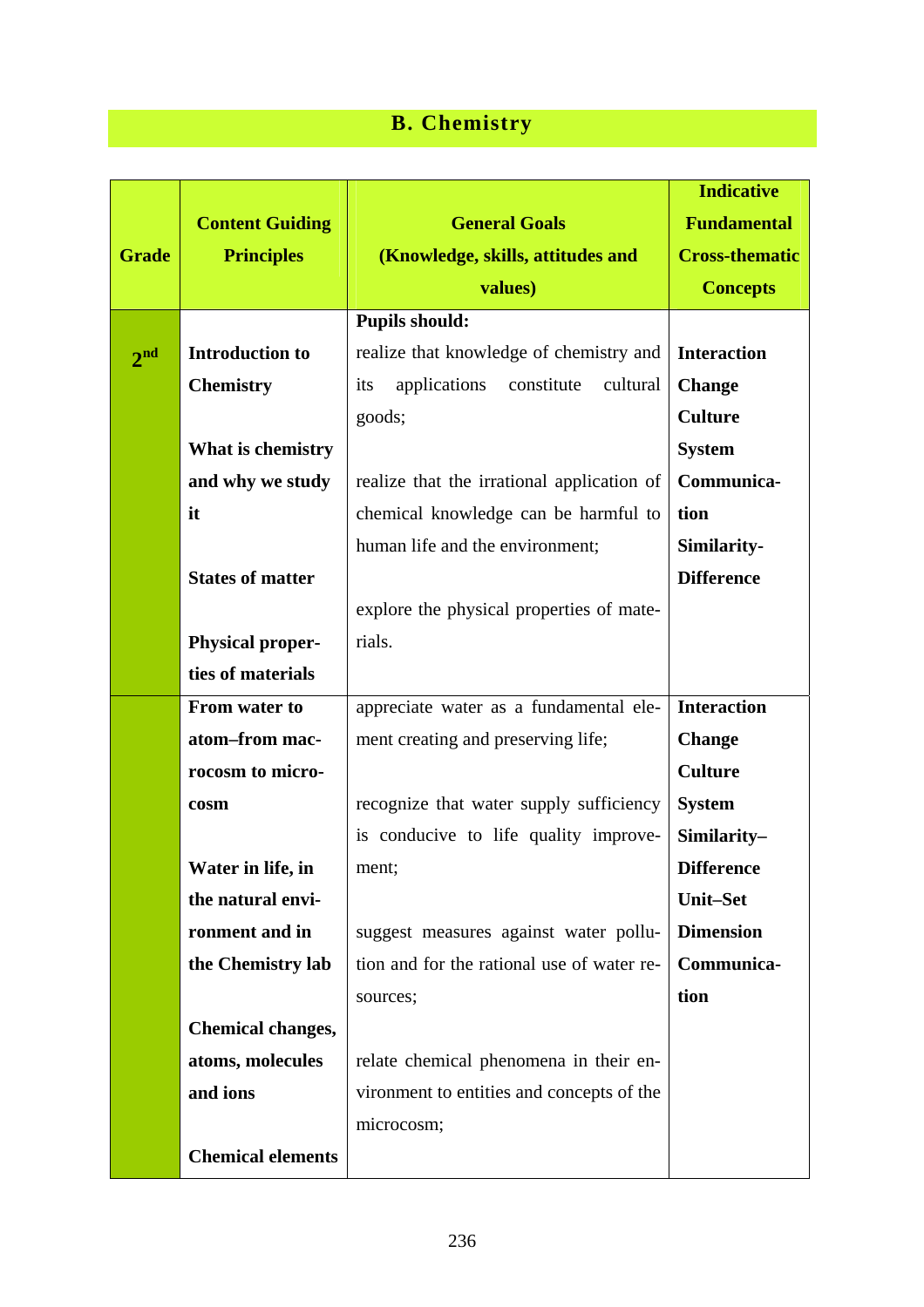## B. Chemistry

| Grade | Content Guiding Principles | General Goals (Knowledge, skills, attitudes and values) | Indicative Fundamental Cross-thematic Concepts |
|---|---|---|---|
| 2nd | **Introduction to Chemistry**<br><br>**What is chemistry and why we study it**<br><br>**States of matter**<br><br>**Physical properties of materials** | **Pupils should:**<br>realize that knowledge of chemistry and its applications constitute cultural goods;<br><br>realize that the irrational application of chemical knowledge can be harmful to human life and the environment;<br><br>explore the physical properties of materials. | **Interaction**<br>**Change**<br>**Culture**<br>**System**<br>**Communication**<br>**Similarity-Difference** |
| | **From water to atom–from macrocosm to microcosm**<br><br>**Water in life, in the natural environment and in the Chemistry lab**<br><br>**Chemical changes, atoms, molecules and ions**<br><br>**Chemical elements** | appreciate water as a fundamental element creating and preserving life;<br><br>recognize that water supply sufficiency is conducive to life quality improvement;<br><br>suggest measures against water pollution and for the rational use of water resources;<br><br>relate chemical phenomena in their environment to entities and concepts of the microcosm; | **Interaction**<br>**Change**<br>**Culture**<br>**System**<br>**Similarity–Difference**<br>**Unit–Set**<br>**Dimension**<br>**Communication** |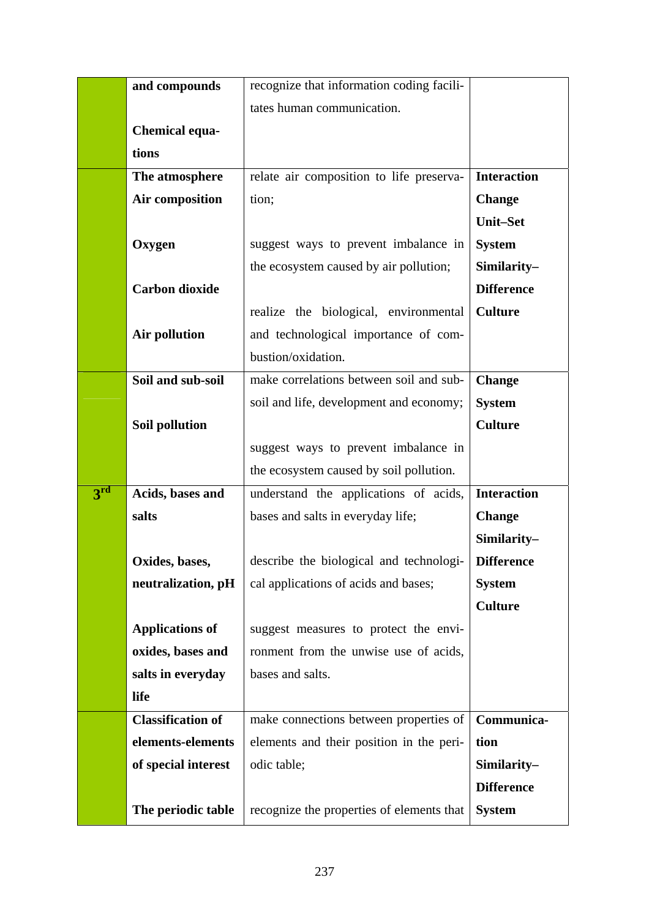|  |  |  |  |
|---|---|---|---|
|  | **and compounds**<br><br>**Chemical equations** | recognize that information coding facilitates human communication. |  |
|  | **The atmosphere**<br>**Air composition**<br><br>**Oxygen**<br><br>**Carbon dioxide**<br><br>**Air pollution** | relate air composition to life preservation;<br><br>suggest ways to prevent imbalance in the ecosystem caused by air pollution;<br><br>realize the biological, environmental and technological importance of combustion/oxidation. | **Interaction**<br>**Change**<br>**Unit–Set**<br>**System**<br>**Similarity–Difference**<br>**Culture** |
|  | **Soil and sub-soil**<br><br>**Soil pollution** | make correlations between soil and sub-soil and life, development and economy;<br><br>suggest ways to prevent imbalance in the ecosystem caused by soil pollution. | **Change**<br>**System**<br>**Culture** |
| **3rd** | **Acids, bases and salts**<br><br>**Oxides, bases, neutralization, pH**<br><br>**Applications of oxides, bases and salts in everyday life** | understand the applications of acids, bases and salts in everyday life;<br><br>describe the biological and technological applications of acids and bases;<br><br>suggest measures to protect the environment from the unwise use of acids, bases and salts. | **Interaction**<br>**Change**<br>**Similarity–Difference**<br>**System**<br>**Culture** |
|  | **Classification of elements-elements of special interest**<br><br>**The periodic table** | make connections between properties of elements and their position in the periodic table;<br><br>recognize the properties of elements that | **Communication**<br>**Similarity–Difference**<br>**System** |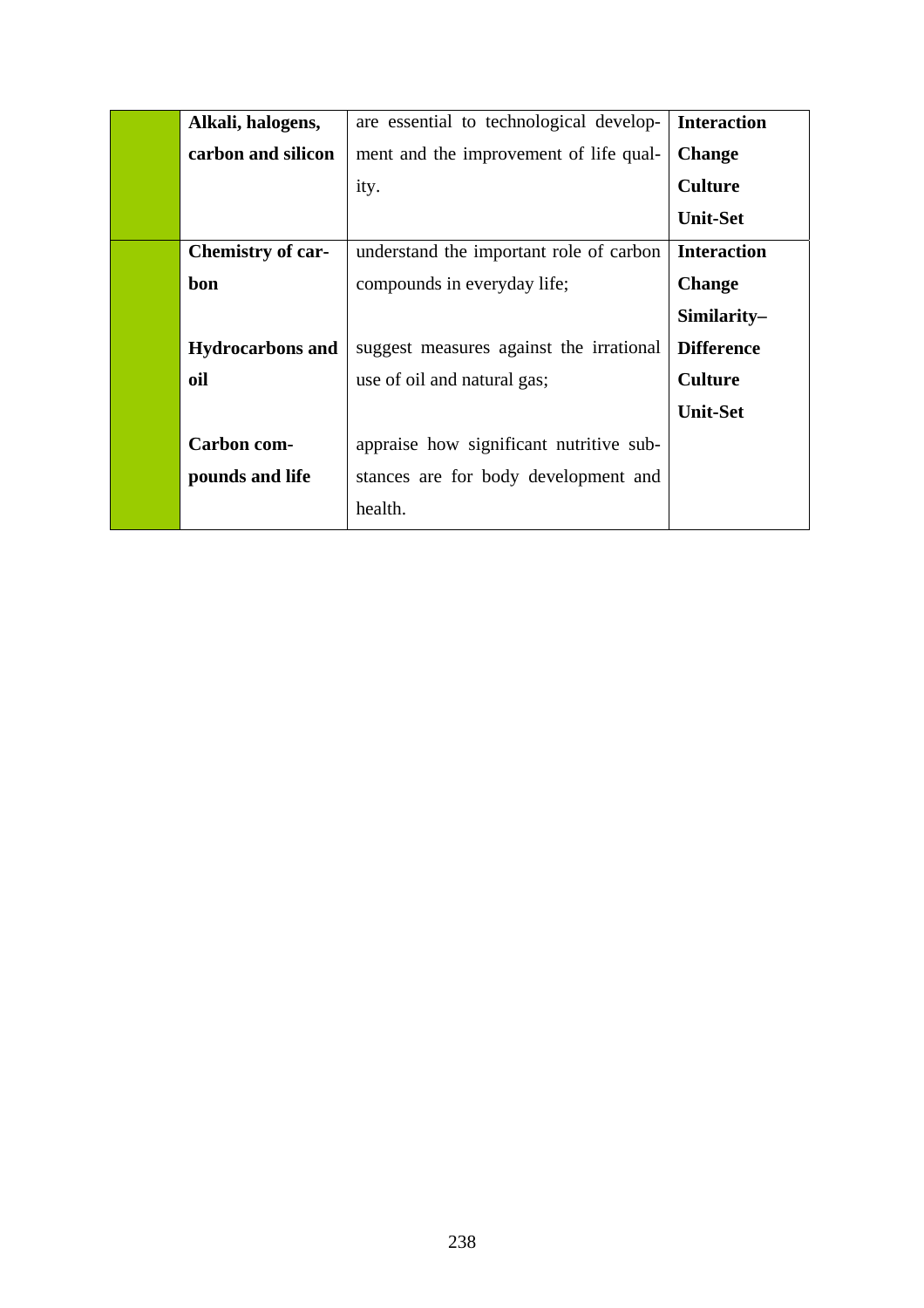| | | | |
|---|---|---|---|
| | **Alkali, halogens, carbon and silicon** | are essential to technological development and the improvement of life quality. | **Interaction**<br>**Change**<br>**Culture**<br>**Unit-Set** |
| | **Chemistry of carbon**<br><br>**Hydrocarbons and oil**<br><br>**Carbon compounds and life** | understand the important role of carbon compounds in everyday life;<br><br>suggest measures against the irrational use of oil and natural gas;<br><br>appraise how significant nutritive substances are for body development and health. | **Interaction**<br>**Change**<br>**Similarity–Difference**<br>**Culture**<br>**Unit-Set** |